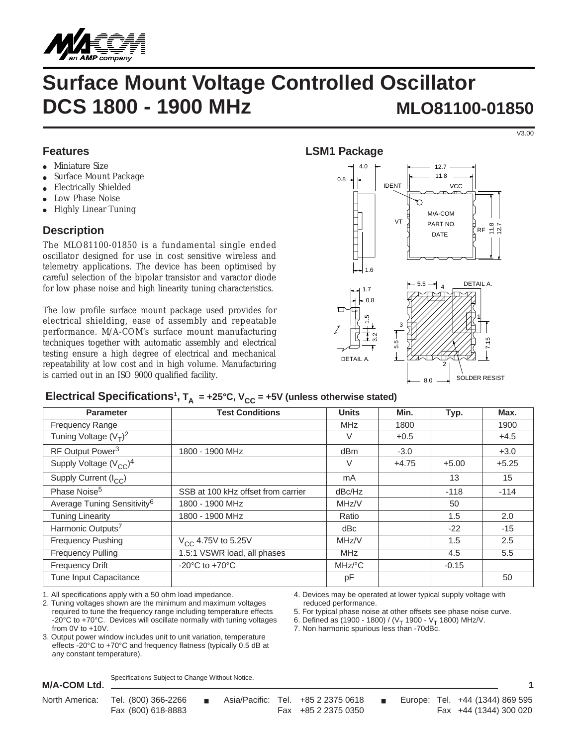# Surface Mount Voltage Controlled Oscillator

# DCS 1800 - 1900 MHz

## MLO81100-01850

V3.00

## Features

- Miniature Size
- Surface Mount Package
- Electrically Shielded
- Low Phase Noise
- Highly Linear Tuning

## Description

The MLO81100-01850 is a fundamental single ended oscillator designed for use in cost sensitive wireless and telemetry applications. The device has been optimised by careful selection of the bipolar transistor and varactor diode for low phase noise and high linearity tuning characteristics.

The low profile surface mount package used provides for electrical shielding, ease of assembly and repeatable performance. M/A-COM's surface mount manufacturing techniques together with automatic assembly and electrical testing ensure a high degree of electrical and mechanical repeatability at low cost and in high volume. Manufacturing is carried out in an ISO 9000 qualified facility.

## LSM1 Package

## Electrical Specifications[1], $T_A$ = +25°C, $V_{CC}$ = +5V (unless otherwise stated)

| Parameter | Test Conditions | Units | Min. | Typ. | Max. |
|---|---|---|---|---|---|
| Frequency Range | | MHz | 1800 | | 1900 |
| Tuning Voltage ($V_T$)[2] | | V | +0.5 | | +4.5 |
| RF Output Power[3] | 1800 - 1900 MHz | dBm | -3.0 | | +3.0 |
| Supply Voltage ($V_{CC}$)[4] | | V | +4.75 | +5.00 | +5.25 |
| Supply Current ($I_{CC}$) | | mA | | 13 | 15 |
| Phase Noise[5] | SSB at 100 kHz offset from carrier | dBc/Hz | | -118 | -114 |
| Average Tuning Sensitivity[6] | 1800 - 1900 MHz | MHz/V | | 50 | |
| Tuning Linearity | 1800 - 1900 MHz | Ratio | | 1.5 | 2.0 |
| Harmonic Outputs[7] | | dBc | | -22 | -15 |
| Frequency Pushing | $V_{CC}$ 4.75V to 5.25V | MHz/V | | 1.5 | 2.5 |
| Frequency Pulling | 1.5:1 VSWR load, all phases | MHz | | 4.5 | 5.5 |
| Frequency Drift | -20°C to +70°C | MHz/°C | | -0.15 | |
| Tune Input Capacitance | | pF | | | 50 |

1. All specifications apply with a 50 ohm load impedance.
2. Tuning voltages shown are the minimum and maximum voltages required to tune the frequency range including temperature effects -20°C to +70°C. Devices will oscillate normally with tuning voltages from 0V to +10V.
3. Output power window includes unit to unit variation, temperature effects -20°C to +70°C and frequency flatness (typically 0.5 dB at any constant temperature).
4. Devices may be operated at lower typical supply voltage with reduced performance.
5. For typical phase noise at other offsets see phase noise curve.
6. Defined as (1900 - 1800) / ($V_T$ 1900 - $V_T$ 1800) MHz/V.
7. Non harmonic spurious less than -70dBc.

Specifications Subject to Change Without Notice.

**M/A-COM Ltd.**

North America: Tel. (800) 366-2266 Fax (800) 618-8883 ■ Asia/Pacific: Tel. +85 2 2375 0618 Fax +85 2 2375 0350 ■ Europe: Tel. +44 (1344) 869 595 Fax +44 (1344) 300 020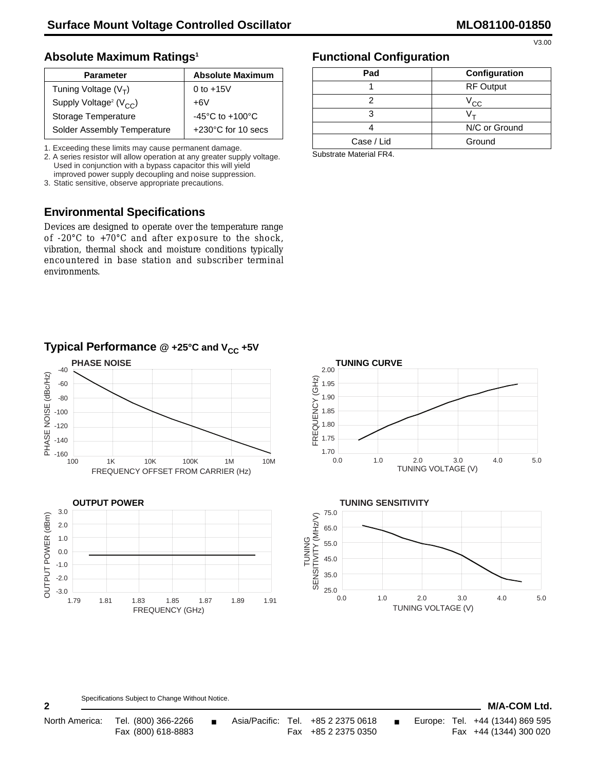## Absolute Maximum Ratings[1]

| Parameter | Absolute Maximum |
|---|---|
| Tuning Voltage ($V_T$) | 0 to +15V |
| Supply Voltage[2] ($V_{CC}$) | +6V |
| Storage Temperature | -45°C to +100°C |
| Solder Assembly Temperature | +230°C for 10 secs |

1. Exceeding these limits may cause permanent damage.
2. A series resistor will allow operation at any greater supply voltage. Used in conjunction with a bypass capacitor this will yield improved power supply decoupling and noise suppression.
3. Static sensitive, observe appropriate precautions.

## Environmental Specifications

Devices are designed to operate over the temperature range of -20°C to +70°C and after exposure to the shock, vibration, thermal shock and moisture conditions typically encountered in base station and subscriber terminal environments.

## Functional Configuration

| Pad | Configuration |
|---|---|
| 1 | RF Output |
| 2 | $V_{CC}$ |
| 3 | $V_T$ |
| 4 | N/C or Ground |
| Case / Lid | Ground |

Substrate Material FR4.

## Typical Performance @ +25°C and $V_{CC}$ +5V

**PHASE NOISE**

PHASE NOISE (dBc/Hz)
-40
-60
-80
-100
-120
-140
-160
100 1K 10K 100K 1M 10M
FREQUENCY OFFSET FROM CARRIER (Hz)

**TUNING CURVE**

FREQUENCY (GHz)
2.00
1.95
1.90
1.85
1.80
1.75
1.70
0.0 1.0 2.0 3.0 4.0 5.0
TUNING VOLTAGE (V)

**OUTPUT POWER**

OUTPUT POWER (dBm)
3.0
2.0
1.0
0.0
-1.0
-2.0
-3.0
1.79 1.81 1.83 1.85 1.87 1.89 1.91
FREQUENCY (GHz)

**TUNING SENSITIVITY**

TUNING SENSITIVITY (MHz/V)
75.0
65.0
55.0
45.0
35.0
25.0
0.0 1.0 2.0 3.0 4.0 5.0
TUNING VOLTAGE (V)

Specifications Subject to Change Without Notice.

**M/A-COM Ltd.**

North America: Tel. (800) 366-2266 Fax (800) 618-8883 ■ Asia/Pacific: Tel. +85 2 2375 0618 Fax +85 2 2375 0350 ■ Europe: Tel. +44 (1344) 869 595 Fax +44 (1344) 300 020